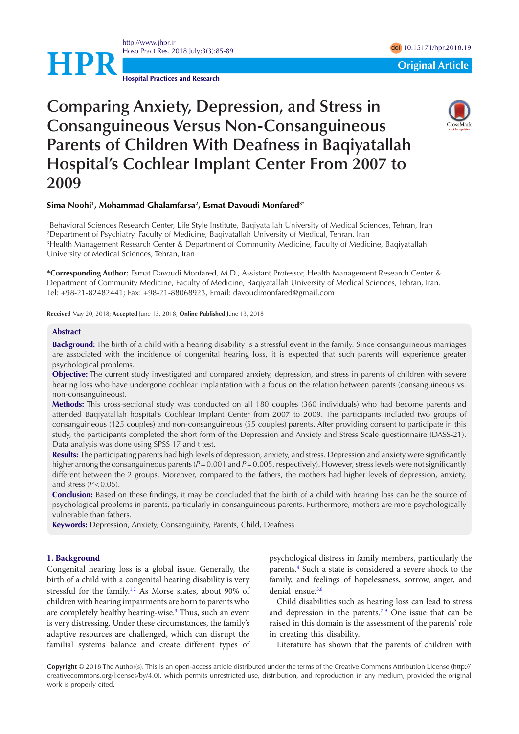Original Article

# Comparing Anxiety, Depression, and Stress in Consanguineous Versus Non-Consanguineous Parents of Children With Deafness in Baqiyatallah Hospital's Cochlear Implant Center From 2007 to 2009

**Sima Noohi[1], Mohammad Ghalamfarsa[2], Esmat Davoudi Monfared[3*]**

[1]Behavioral Sciences Research Center, Life Style Institute, Baqiyatallah University of Medical Sciences, Tehran, Iran
[2]Department of Psychiatry, Faculty of Medicine, Baqiyatallah University of Medical, Tehran, Iran
[3]Health Management Research Center & Department of Community Medicine, Faculty of Medicine, Baqiyatallah University of Medical Sciences, Tehran, Iran

***Corresponding Author:** Esmat Davoudi Monfared, M.D., Assistant Professor, Health Management Research Center & Department of Community Medicine, Faculty of Medicine, Baqiyatallah University of Medical Sciences, Tehran, Iran. Tel: +98-21-82482441; Fax: +98-21-88068923, Email: davoudimonfared@gmail.com

**Received** May 20, 2018; **Accepted** June 13, 2018; **Online Published** June 13, 2018

## Abstract

**Background:** The birth of a child with a hearing disability is a stressful event in the family. Since consanguineous marriages are associated with the incidence of congenital hearing loss, it is expected that such parents will experience greater psychological problems.

**Objective:** The current study investigated and compared anxiety, depression, and stress in parents of children with severe hearing loss who have undergone cochlear implantation with a focus on the relation between parents (consanguineous vs. non-consanguineous).

**Methods:** This cross-sectional study was conducted on all 180 couples (360 individuals) who had become parents and attended Baqiyatallah hospital's Cochlear Implant Center from 2007 to 2009. The participants included two groups of consanguineous (125 couples) and non-consanguineous (55 couples) parents. After providing consent to participate in this study, the participants completed the short form of the Depression and Anxiety and Stress Scale questionnaire (DASS-21). Data analysis was done using SPSS 17 and t test.

**Results:** The participating parents had high levels of depression, anxiety, and stress. Depression and anxiety were significantly higher among the consanguineous parents ($P=0.001$ and $P=0.005$, respectively). However, stress levels were not significantly different between the 2 groups. Moreover, compared to the fathers, the mothers had higher levels of depression, anxiety, and stress ($P<0.05$).

**Conclusion:** Based on these findings, it may be concluded that the birth of a child with hearing loss can be the source of psychological problems in parents, particularly in consanguineous parents. Furthermore, mothers are more psychologically vulnerable than fathers.

**Keywords:** Depression, Anxiety, Consanguinity, Parents, Child, Deafness

## 1. Background

Congenital hearing loss is a global issue. Generally, the birth of a child with a congenital hearing disability is very stressful for the family.[1,2] As Morse states, about 90% of children with hearing impairments are born to parents who are completely healthy hearing-wise.[3] Thus, such an event is very distressing. Under these circumstances, the family's adaptive resources are challenged, which can disrupt the familial systems balance and create different types of psychological distress in family members, particularly the parents.[4] Such a state is considered a severe shock to the family, and feelings of hopelessness, sorrow, anger, and denial ensue.[5,6]

Child disabilities such as hearing loss can lead to stress and depression in the parents.[7-9] One issue that can be raised in this domain is the assessment of the parents' role in creating this disability.

Literature has shown that the parents of children with

**Copyright** © 2018 The Author(s). This is an open-access article distributed under the terms of the Creative Commons Attribution License (http://creativecommons.org/licenses/by/4.0), which permits unrestricted use, distribution, and reproduction in any medium, provided the original work is properly cited.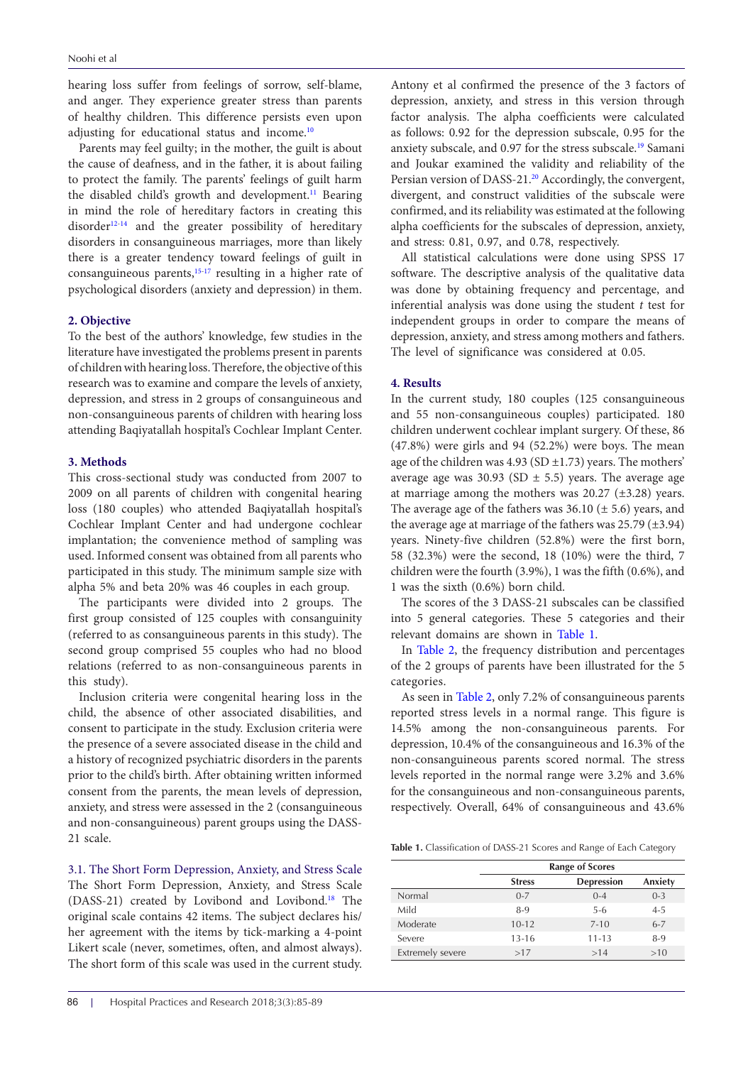hearing loss suffer from feelings of sorrow, self-blame, and anger. They experience greater stress than parents of healthy children. This difference persists even upon adjusting for educational status and income.[10]

Parents may feel guilty; in the mother, the guilt is about the cause of deafness, and in the father, it is about failing to protect the family. The parents' feelings of guilt harm the disabled child's growth and development.[11] Bearing in mind the role of hereditary factors in creating this disorder[12-14] and the greater possibility of hereditary disorders in consanguineous marriages, more than likely there is a greater tendency toward feelings of guilt in consanguineous parents,[15-17] resulting in a higher rate of psychological disorders (anxiety and depression) in them.

## 2. Objective

To the best of the authors' knowledge, few studies in the literature have investigated the problems present in parents of children with hearing loss. Therefore, the objective of this research was to examine and compare the levels of anxiety, depression, and stress in 2 groups of consanguineous and non-consanguineous parents of children with hearing loss attending Baqiyatallah hospital's Cochlear Implant Center.

## 3. Methods

This cross-sectional study was conducted from 2007 to 2009 on all parents of children with congenital hearing loss (180 couples) who attended Baqiyatallah hospital's Cochlear Implant Center and had undergone cochlear implantation; the convenience method of sampling was used. Informed consent was obtained from all parents who participated in this study. The minimum sample size with alpha 5% and beta 20% was 46 couples in each group.

The participants were divided into 2 groups. The first group consisted of 125 couples with consanguinity (referred to as consanguineous parents in this study). The second group comprised 55 couples who had no blood relations (referred to as non-consanguineous parents in this study).

Inclusion criteria were congenital hearing loss in the child, the absence of other associated disabilities, and consent to participate in the study. Exclusion criteria were the presence of a severe associated disease in the child and a history of recognized psychiatric disorders in the parents prior to the child's birth. After obtaining written informed consent from the parents, the mean levels of depression, anxiety, and stress were assessed in the 2 (consanguineous and non-consanguineous) parent groups using the DASS-21 scale.

### 3.1. The Short Form Depression, Anxiety, and Stress Scale

The Short Form Depression, Anxiety, and Stress Scale (DASS-21) created by Lovibond and Lovibond.[18] The original scale contains 42 items. The subject declares his/her agreement with the items by tick-marking a 4-point Likert scale (never, sometimes, often, and almost always). The short form of this scale was used in the current study. Antony et al confirmed the presence of the 3 factors of depression, anxiety, and stress in this version through factor analysis. The alpha coefficients were calculated as follows: 0.92 for the depression subscale, 0.95 for the anxiety subscale, and 0.97 for the stress subscale.[19] Samani and Joukar examined the validity and reliability of the Persian version of DASS-21.[20] Accordingly, the convergent, divergent, and construct validities of the subscale were confirmed, and its reliability was estimated at the following alpha coefficients for the subscales of depression, anxiety, and stress: 0.81, 0.97, and 0.78, respectively.

All statistical calculations were done using SPSS 17 software. The descriptive analysis of the qualitative data was done by obtaining frequency and percentage, and inferential analysis was done using the student *t* test for independent groups in order to compare the means of depression, anxiety, and stress among mothers and fathers. The level of significance was considered at 0.05.

## 4. Results

In the current study, 180 couples (125 consanguineous and 55 non-consanguineous couples) participated. 180 children underwent cochlear implant surgery. Of these, 86 (47.8%) were girls and 94 (52.2%) were boys. The mean age of the children was 4.93 (SD ±1.73) years. The mothers' average age was 30.93 (SD ± 5.5) years. The average age at marriage among the mothers was 20.27 (±3.28) years. The average age of the fathers was 36.10 (± 5.6) years, and the average age at marriage of the fathers was 25.79 (±3.94) years. Ninety-five children (52.8%) were the first born, 58 (32.3%) were the second, 18 (10%) were the third, 7 children were the fourth (3.9%), 1 was the fifth (0.6%), and 1 was the sixth (0.6%) born child.

The scores of the 3 DASS-21 subscales can be classified into 5 general categories. These 5 categories and their relevant domains are shown in Table 1.

In Table 2, the frequency distribution and percentages of the 2 groups of parents have been illustrated for the 5 categories.

As seen in Table 2, only 7.2% of consanguineous parents reported stress levels in a normal range. This figure is 14.5% among the non-consanguineous parents. For depression, 10.4% of the consanguineous and 16.3% of the non-consanguineous parents scored normal. The stress levels reported in the normal range were 3.2% and 3.6% for the consanguineous and non-consanguineous parents, respectively. Overall, 64% of consanguineous and 43.6%

**Table 1.** Classification of DASS-21 Scores and Range of Each Category

| | Range of Scores | | |
|---|---|---|---|
| | Stress | Depression | Anxiety |
| Normal | 0-7 | 0-4 | 0-3 |
| Mild | 8-9 | 5-6 | 4-5 |
| Moderate | 10-12 | 7-10 | 6-7 |
| Severe | 13-16 | 11-13 | 8-9 |
| Extremely severe | >17 | >14 | >10 |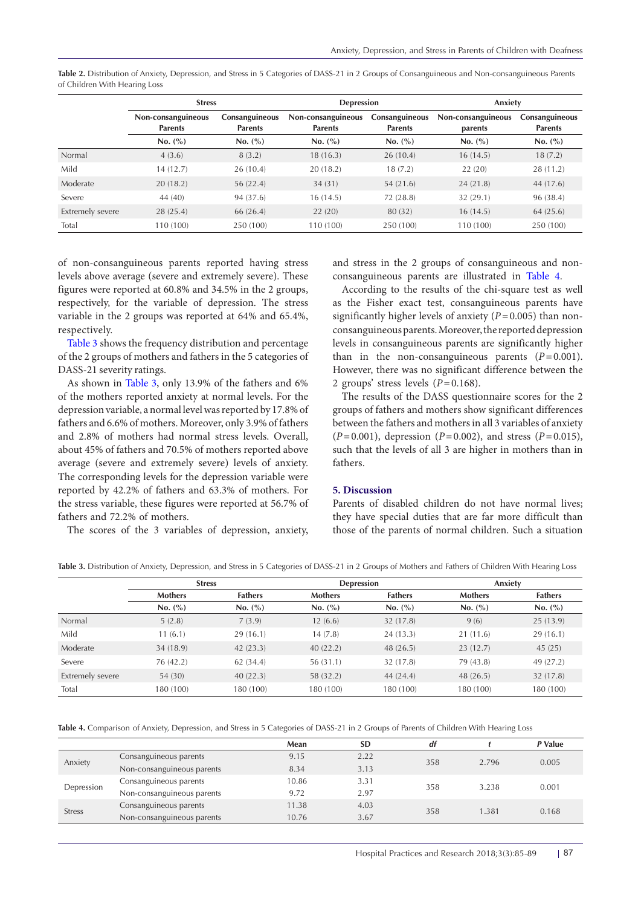**Table 2.** Distribution of Anxiety, Depression, and Stress in 5 Categories of DASS-21 in 2 Groups of Consanguineous and Non-consanguineous Parents of Children With Hearing Loss

| | Stress | | Depression | | Anxiety | |
|---|---|---|---|---|---|---|
| | Non-consanguineous Parents | Consanguineous Parents | Non-consanguineous Parents | Consanguineous Parents | Non-consanguineous parents | Consanguineous Parents |
| | No. (%) | No. (%) | No. (%) | No. (%) | No. (%) | No. (%) |
| Normal | 4 (3.6) | 8 (3.2) | 18 (16.3) | 26 (10.4) | 16 (14.5) | 18 (7.2) |
| Mild | 14 (12.7) | 26 (10.4) | 20 (18.2) | 18 (7.2) | 22 (20) | 28 (11.2) |
| Moderate | 20 (18.2) | 56 (22.4) | 34 (31) | 54 (21.6) | 24 (21.8) | 44 (17.6) |
| Severe | 44 (40) | 94 (37.6) | 16 (14.5) | 72 (28.8) | 32 (29.1) | 96 (38.4) |
| Extremely severe | 28 (25.4) | 66 (26.4) | 22 (20) | 80 (32) | 16 (14.5) | 64 (25.6) |
| Total | 110 (100) | 250 (100) | 110 (100) | 250 (100) | 110 (100) | 250 (100) |

of non-consanguineous parents reported having stress levels above average (severe and extremely severe). These figures were reported at 60.8% and 34.5% in the 2 groups, respectively, for the variable of depression. The stress variable in the 2 groups was reported at 64% and 65.4%, respectively.

Table 3 shows the frequency distribution and percentage of the 2 groups of mothers and fathers in the 5 categories of DASS-21 severity ratings.

As shown in Table 3, only 13.9% of the fathers and 6% of the mothers reported anxiety at normal levels. For the depression variable, a normal level was reported by 17.8% of fathers and 6.6% of mothers. Moreover, only 3.9% of fathers and 2.8% of mothers had normal stress levels. Overall, about 45% of fathers and 70.5% of mothers reported above average (severe and extremely severe) levels of anxiety. The corresponding levels for the depression variable were reported by 42.2% of fathers and 63.3% of mothers. For the stress variable, these figures were reported at 56.7% of fathers and 72.2% of mothers.

The scores of the 3 variables of depression, anxiety, and stress in the 2 groups of consanguineous and non-consanguineous parents are illustrated in Table 4.

According to the results of the chi-square test as well as the Fisher exact test, consanguineous parents have significantly higher levels of anxiety ($P = 0.005$) than non-consanguineous parents. Moreover, the reported depression levels in consanguineous parents are significantly higher than in the non-consanguineous parents ($P = 0.001$). However, there was no significant difference between the 2 groups' stress levels ($P = 0.168$).

The results of the DASS questionnaire scores for the 2 groups of fathers and mothers show significant differences between the fathers and mothers in all 3 variables of anxiety ($P = 0.001$), depression ($P = 0.002$), and stress ($P = 0.015$), such that the levels of all 3 are higher in mothers than in fathers.

## 5. Discussion

Parents of disabled children do not have normal lives; they have special duties that are far more difficult than those of the parents of normal children. Such a situation

**Table 3.** Distribution of Anxiety, Depression, and Stress in 5 Categories of DASS-21 in 2 Groups of Mothers and Fathers of Children With Hearing Loss

| | Stress | | Depression | | Anxiety | |
|---|---|---|---|---|---|---|
| | Mothers | Fathers | Mothers | Fathers | Mothers | Fathers |
| | No. (%) | No. (%) | No. (%) | No. (%) | No. (%) | No. (%) |
| Normal | 5 (2.8) | 7 (3.9) | 12 (6.6) | 32 (17.8) | 9 (6) | 25 (13.9) |
| Mild | 11 (6.1) | 29 (16.1) | 14 (7.8) | 24 (13.3) | 21 (11.6) | 29 (16.1) |
| Moderate | 34 (18.9) | 42 (23.3) | 40 (22.2) | 48 (26.5) | 23 (12.7) | 45 (25) |
| Severe | 76 (42.2) | 62 (34.4) | 56 (31.1) | 32 (17.8) | 79 (43.8) | 49 (27.2) |
| Extremely severe | 54 (30) | 40 (22.3) | 58 (32.2) | 44 (24.4) | 48 (26.5) | 32 (17.8) |
| Total | 180 (100) | 180 (100) | 180 (100) | 180 (100) | 180 (100) | 180 (100) |

**Table 4.** Comparison of Anxiety, Depression, and Stress in 5 Categories of DASS-21 in 2 Groups of Parents of Children With Hearing Loss

| | | Mean | SD | *df* | *t* | *P* Value |
|---|---|---|---|---|---|---|
| Anxiety | Consanguineous parents | 9.15 | 2.22 | 358 | 2.796 | 0.005 |
| | Non-consanguineous parents | 8.34 | 3.13 | | | |
| Depression | Consanguineous parents | 10.86 | 3.31 | 358 | 3.238 | 0.001 |
| | Non-consanguineous parents | 9.72 | 2.97 | | | |
| Stress | Consanguineous parents | 11.38 | 4.03 | 358 | 1.381 | 0.168 |
| | Non-consanguineous parents | 10.76 | 3.67 | | | |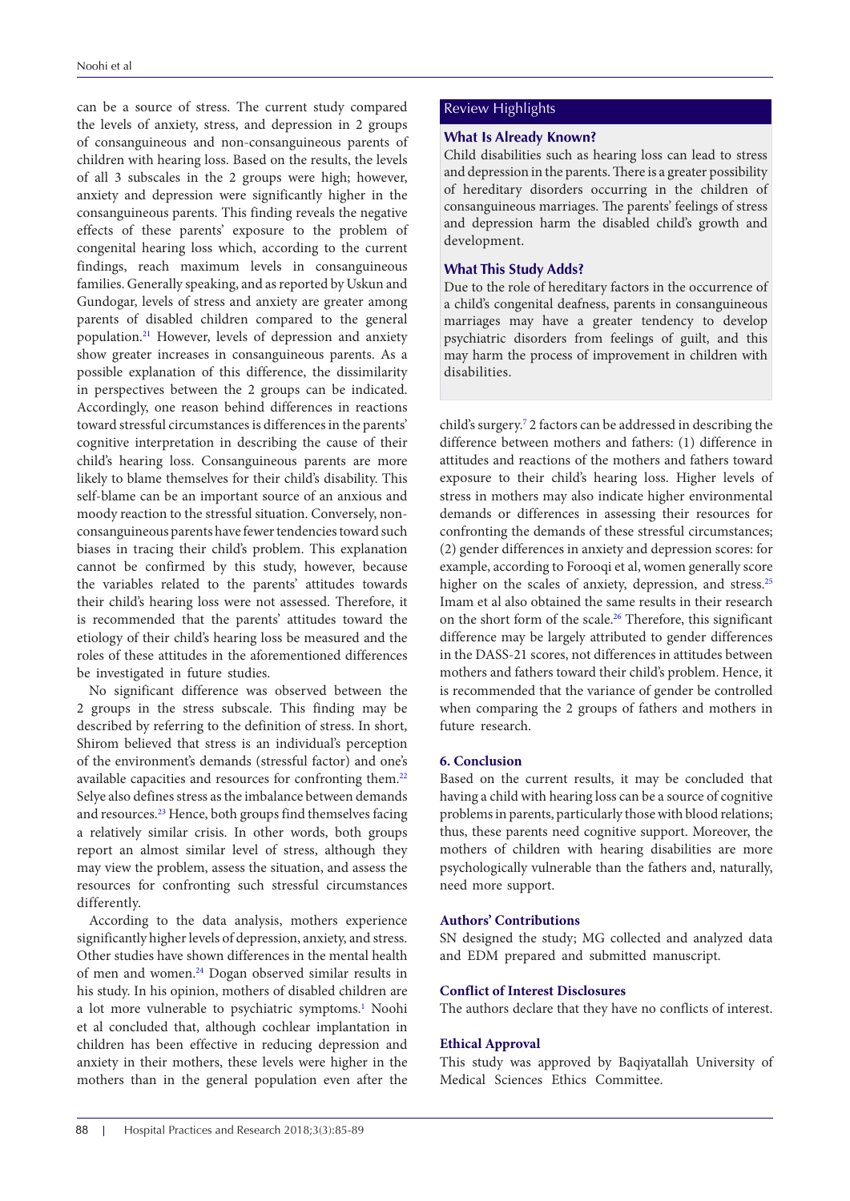can be a source of stress. The current study compared the levels of anxiety, stress, and depression in 2 groups of consanguineous and non-consanguineous parents of children with hearing loss. Based on the results, the levels of all 3 subscales in the 2 groups were high; however, anxiety and depression were significantly higher in the consanguineous parents. This finding reveals the negative effects of these parents' exposure to the problem of congenital hearing loss which, according to the current findings, reach maximum levels in consanguineous families. Generally speaking, and as reported by Uskun and Gundogar, levels of stress and anxiety are greater among parents of disabled children compared to the general population.[21] However, levels of depression and anxiety show greater increases in consanguineous parents. As a possible explanation of this difference, the dissimilarity in perspectives between the 2 groups can be indicated. Accordingly, one reason behind differences in reactions toward stressful circumstances is differences in the parents' cognitive interpretation in describing the cause of their child's hearing loss. Consanguineous parents are more likely to blame themselves for their child's disability. This self-blame can be an important source of an anxious and moody reaction to the stressful situation. Conversely, non-consanguineous parents have fewer tendencies toward such biases in tracing their child's problem. This explanation cannot be confirmed by this study, however, because the variables related to the parents' attitudes towards their child's hearing loss were not assessed. Therefore, it is recommended that the parents' attitudes toward the etiology of their child's hearing loss be measured and the roles of these attitudes in the aforementioned differences be investigated in future studies.

No significant difference was observed between the 2 groups in the stress subscale. This finding may be described by referring to the definition of stress. In short, Shirom believed that stress is an individual's perception of the environment's demands (stressful factor) and one's available capacities and resources for confronting them.[22] Selye also defines stress as the imbalance between demands and resources.[23] Hence, both groups find themselves facing a relatively similar crisis. In other words, both groups report an almost similar level of stress, although they may view the problem, assess the situation, and assess the resources for confronting such stressful circumstances differently.

According to the data analysis, mothers experience significantly higher levels of depression, anxiety, and stress. Other studies have shown differences in the mental health of men and women.[24] Dogan observed similar results in his study. In his opinion, mothers of disabled children are a lot more vulnerable to psychiatric symptoms.[1] Noohi et al concluded that, although cochlear implantation in children has been effective in reducing depression and anxiety in their mothers, these levels were higher in the mothers than in the general population even after the child's surgery.[7] 2 factors can be addressed in describing the difference between mothers and fathers: (1) difference in attitudes and reactions of the mothers and fathers toward exposure to their child's hearing loss. Higher levels of stress in mothers may also indicate higher environmental demands or differences in assessing their resources for confronting the demands of these stressful circumstances; (2) gender differences in anxiety and depression scores: for example, according to Forooqi et al, women generally score higher on the scales of anxiety, depression, and stress.[25] Imam et al also obtained the same results in their research on the short form of the scale.[26] Therefore, this significant difference may be largely attributed to gender differences in the DASS-21 scores, not differences in attitudes between mothers and fathers toward their child's problem. Hence, it is recommended that the variance of gender be controlled when comparing the 2 groups of fathers and mothers in future research.

## Review Highlights

### What Is Already Known?

Child disabilities such as hearing loss can lead to stress and depression in the parents. There is a greater possibility of hereditary disorders occurring in the children of consanguineous marriages. The parents' feelings of stress and depression harm the disabled child's growth and development.

### What This Study Adds?

Due to the role of hereditary factors in the occurrence of a child's congenital deafness, parents in consanguineous marriages may have a greater tendency to develop psychiatric disorders from feelings of guilt, and this may harm the process of improvement in children with disabilities.

## 6. Conclusion

Based on the current results, it may be concluded that having a child with hearing loss can be a source of cognitive problems in parents, particularly those with blood relations; thus, these parents need cognitive support. Moreover, the mothers of children with hearing disabilities are more psychologically vulnerable than the fathers and, naturally, need more support.

## Authors' Contributions

SN designed the study; MG collected and analyzed data and EDM prepared and submitted manuscript.

## Conflict of Interest Disclosures

The authors declare that they have no conflicts of interest.

## Ethical Approval

This study was approved by Baqiyatallah University of Medical Sciences Ethics Committee.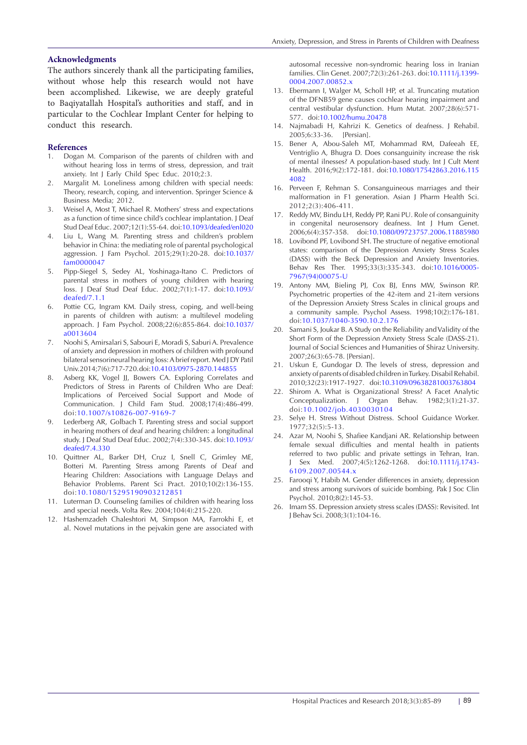## Acknowledgments

The authors sincerely thank all the participating families, without whose help this research would not have been accomplished. Likewise, we are deeply grateful to Baqiyatallah Hospital's authorities and staff, and in particular to the Cochlear Implant Center for helping to conduct this research.

## References

1. Dogan M. Comparison of the parents of children with and without hearing loss in terms of stress, depression, and trait anxiety. Int J Early Child Spec Educ. 2010;2:3.
2. Margalit M. Loneliness among children with special needs: Theory, research, coping, and intervention. Springer Science & Business Media; 2012.
3. Weisel A, Most T, Michael R. Mothers' stress and expectations as a function of time since child's cochlear implantation. J Deaf Stud Deaf Educ. 2007;12(1):55-64. doi:10.1093/deafed/enl020
4. Liu L, Wang M. Parenting stress and children's problem behavior in China: the mediating role of parental psychological aggression. J Fam Psychol. 2015;29(1):20-28. doi:10.1037/fam0000047
5. Pipp-Siegel S, Sedey AL, Yoshinaga-Itano C. Predictors of parental stress in mothers of young children with hearing loss. J Deaf Stud Deaf Educ. 2002;7(1):1-17. doi:10.1093/deafed/7.1.1
6. Pottie CG, Ingram KM. Daily stress, coping, and well-being in parents of children with autism: a multilevel modeling approach. J Fam Psychol. 2008;22(6):855-864. doi:10.1037/a0013604
7. Noohi S, Amirsalari S, Sabouri E, Moradi S, Saburi A. Prevalence of anxiety and depression in mothers of children with profound bilateral sensorineural hearing loss: A brief report. Med J DY Patil Univ. 2014;7(6):717-720. doi:10.4103/0975-2870.144855
8. Asberg KK, Vogel JJ, Bowers CA. Exploring Correlates and Predictors of Stress in Parents of Children Who are Deaf: Implications of Perceived Social Support and Mode of Communication. J Child Fam Stud. 2008;17(4):486-499. doi:10.1007/s10826-007-9169-7
9. Lederberg AR, Golbach T. Parenting stress and social support in hearing mothers of deaf and hearing children: a longitudinal study. J Deaf Stud Deaf Educ. 2002;7(4):330-345. doi:10.1093/deafed/7.4.330
10. Quittner AL, Barker DH, Cruz I, Snell C, Grimley ME, Botteri M. Parenting Stress among Parents of Deaf and Hearing Children: Associations with Language Delays and Behavior Problems. Parent Sci Pract. 2010;10(2):136-155. doi:10.1080/15295190903212851
11. Luterman D. Counseling families of children with hearing loss and special needs. Volta Rev. 2004;104(4):215-220.
12. Hashemzadeh Chaleshtori M, Simpson MA, Farrokhi E, et al. Novel mutations in the pejvakin gene are associated with autosomal recessive non-syndromic hearing loss in Iranian families. Clin Genet. 2007;72(3):261-263. doi:10.1111/j.1399-0004.2007.00852.x
13. Ebermann I, Walger M, Scholl HP, et al. Truncating mutation of the DFNB59 gene causes cochlear hearing impairment and central vestibular dysfunction. Hum Mutat. 2007;28(6):571-577. doi:10.1002/humu.20478
14. Najmabadi H, Kahrizi K. Genetics of deafness. J Rehabil. 2005;6:33-36. [Persian].
15. Bener A, Abou-Saleh MT, Mohammad RM, Dafeeah EE, Ventriglio A, Bhugra D. Does consanguinity increase the risk of mental illnesses? A population-based study. Int J Cult Ment Health. 2016;9(2):172-181. doi:10.1080/17542863.2016.1154082
16. Perveen F, Rehman S. Consanguineous marriages and their malformation in F1 generation. Asian J Pharm Health Sci. 2012;2(3):406-411.
17. Reddy MV, Bindu LH, Reddy PP, Rani PU. Role of consanguinity in congenital neurosensory deafness. Int J Hum Genet. 2006;6(4):357-358. doi:10.1080/09723757.2006.11885980
18. Lovibond PF, Lovibond SH. The structure of negative emotional states: comparison of the Depression Anxiety Stress Scales (DASS) with the Beck Depression and Anxiety Inventories. Behav Res Ther. 1995;33(3):335-343. doi:10.1016/0005-7967(94)00075-U
19. Antony MM, Bieling PJ, Cox BJ, Enns MW, Swinson RP. Psychometric properties of the 42-item and 21-item versions of the Depression Anxiety Stress Scales in clinical groups and a community sample. Psychol Assess. 1998;10(2):176-181. doi:10.1037/1040-3590.10.2.176
20. Samani S, Joukar B. A Study on the Reliability and Validity of the Short Form of the Depression Anxiety Stress Scale (DASS-21). Journal of Social Sciences and Humanities of Shiraz University. 2007;26(3):65-78. [Persian].
21. Uskun E, Gundogar D. The levels of stress, depression and anxiety of parents of disabled children in Turkey. Disabil Rehabil. 2010;32(23):1917-1927. doi:10.3109/09638281003763804
22. Shirom A. What is Organizational Stress? A Facet Analytic Conceptualization. J Organ Behav. 1982;3(1):21-37. doi:10.1002/job.4030030104
23. Selye H. Stress Without Distress. School Guidance Worker. 1977;32(5):5-13.
24. Azar M, Noohi S, Shafiee Kandjani AR. Relationship between female sexual difficulties and mental health in patients referred to two public and private settings in Tehran, Iran. J Sex Med. 2007;4(5):1262-1268. doi:10.1111/j.1743-6109.2007.00544.x
25. Farooqi Y, Habib M. Gender differences in anxiety, depression and stress among survivors of suicide bombing. Pak J Soc Clin Psychol. 2010;8(2):145-53.
26. Imam SS. Depression anxiety stress scales (DASS): Revisited. Int J Behav Sci. 2008;3(1):104-16.